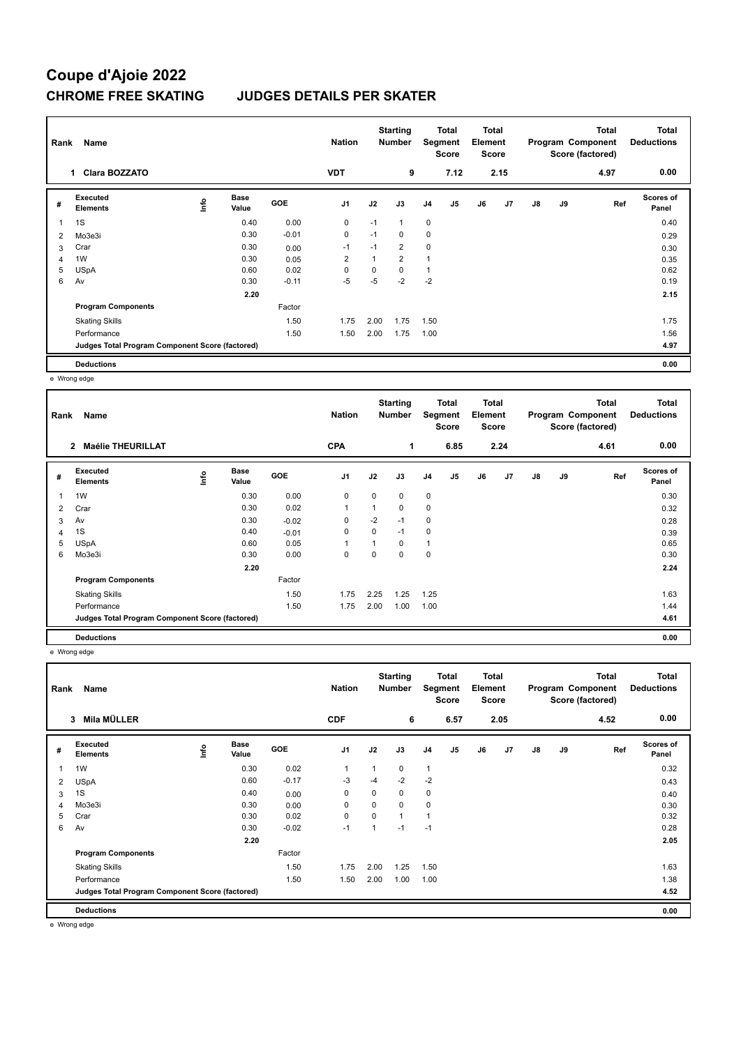# Coupe d'Ajoie 2022

## CHROME FREE SKATING JUDGES DETAILS PER SKATER

| Rank | Name | Nation | Starting Number | Total Segment Score | Total Element Score | Total Program Component Score (factored) | Total Deductions |
|---|---|---|---|---|---|---|---|
| 1 | Clara BOZZATO | VDT | 9 | 7.12 | 2.15 | 4.97 | 0.00 |

| # | Executed Elements | Info | Base Value | GOE | J1 | J2 | J3 | J4 | J5 | J6 | J7 | J8 | J9 | Ref | Scores of Panel |
|---|---|---|---|---|---|---|---|---|---|---|---|---|---|---|---|
| 1 | 1S | | 0.40 | 0.00 | 0 | -1 | 1 | 0 | | | | | | | 0.40 |
| 2 | Mo3e3i | | 0.30 | -0.01 | 0 | -1 | 0 | 0 | | | | | | | 0.29 |
| 3 | Crar | | 0.30 | 0.00 | -1 | -1 | 2 | 0 | | | | | | | 0.30 |
| 4 | 1W | | 0.30 | 0.05 | 2 | 1 | 2 | 1 | | | | | | | 0.35 |
| 5 | USpA | | 0.60 | 0.02 | 0 | 0 | 0 | 1 | | | | | | | 0.62 |
| 6 | Av | | 0.30 | -0.11 | -5 | -5 | -2 | -2 | | | | | | | 0.19 |
| | | | 2.20 | | | | | | | | | | | | 2.15 |
| | **Program Components** | | | Factor | | | | | | | | | | | |
| | Skating Skills | | | 1.50 | 1.75 | 2.00 | 1.75 | 1.50 | | | | | | | 1.75 |
| | Performance | | | 1.50 | 1.50 | 2.00 | 1.75 | 1.00 | | | | | | | 1.56 |
| | **Judges Total Program Component Score (factored)** | | | | | | | | | | | | | | 4.97 |
| | **Deductions** | | | | | | | | | | | | | | 0.00 |

e Wrong edge

| Rank | Name | Nation | Starting Number | Total Segment Score | Total Element Score | Total Program Component Score (factored) | Total Deductions |
|---|---|---|---|---|---|---|---|
| 2 | Maélie THEURILLAT | CPA | 1 | 6.85 | 2.24 | 4.61 | 0.00 |

| # | Executed Elements | Info | Base Value | GOE | J1 | J2 | J3 | J4 | J5 | J6 | J7 | J8 | J9 | Ref | Scores of Panel |
|---|---|---|---|---|---|---|---|---|---|---|---|---|---|---|---|
| 1 | 1W | | 0.30 | 0.00 | 0 | 0 | 0 | 0 | | | | | | | 0.30 |
| 2 | Crar | | 0.30 | 0.02 | 1 | 1 | 0 | 0 | | | | | | | 0.32 |
| 3 | Av | | 0.30 | -0.02 | 0 | -2 | -1 | 0 | | | | | | | 0.28 |
| 4 | 1S | | 0.40 | -0.01 | 0 | 0 | -1 | 0 | | | | | | | 0.39 |
| 5 | USpA | | 0.60 | 0.05 | 1 | 1 | 0 | 1 | | | | | | | 0.65 |
| 6 | Mo3e3i | | 0.30 | 0.00 | 0 | 0 | 0 | 0 | | | | | | | 0.30 |
| | | | 2.20 | | | | | | | | | | | | 2.24 |
| | **Program Components** | | | Factor | | | | | | | | | | | |
| | Skating Skills | | | 1.50 | 1.75 | 2.25 | 1.25 | 1.25 | | | | | | | 1.63 |
| | Performance | | | 1.50 | 1.75 | 2.00 | 1.00 | 1.00 | | | | | | | 1.44 |
| | **Judges Total Program Component Score (factored)** | | | | | | | | | | | | | | 4.61 |
| | **Deductions** | | | | | | | | | | | | | | 0.00 |

e Wrong edge

| Rank | Name | Nation | Starting Number | Total Segment Score | Total Element Score | Total Program Component Score (factored) | Total Deductions |
|---|---|---|---|---|---|---|---|
| 3 | Mila MÜLLER | CDF | 6 | 6.57 | 2.05 | 4.52 | 0.00 |

| # | Executed Elements | Info | Base Value | GOE | J1 | J2 | J3 | J4 | J5 | J6 | J7 | J8 | J9 | Ref | Scores of Panel |
|---|---|---|---|---|---|---|---|---|---|---|---|---|---|---|---|
| 1 | 1W | | 0.30 | 0.02 | 1 | 1 | 0 | 1 | | | | | | | 0.32 |
| 2 | USpA | | 0.60 | -0.17 | -3 | -4 | -2 | -2 | | | | | | | 0.43 |
| 3 | 1S | | 0.40 | 0.00 | 0 | 0 | 0 | 0 | | | | | | | 0.40 |
| 4 | Mo3e3i | | 0.30 | 0.00 | 0 | 0 | 0 | 0 | | | | | | | 0.30 |
| 5 | Crar | | 0.30 | 0.02 | 0 | 0 | 1 | 1 | | | | | | | 0.32 |
| 6 | Av | | 0.30 | -0.02 | -1 | 1 | -1 | -1 | | | | | | | 0.28 |
| | | | 2.20 | | | | | | | | | | | | 2.05 |
| | **Program Components** | | | Factor | | | | | | | | | | | |
| | Skating Skills | | | 1.50 | 1.75 | 2.00 | 1.25 | 1.50 | | | | | | | 1.63 |
| | Performance | | | 1.50 | 1.50 | 2.00 | 1.00 | 1.00 | | | | | | | 1.38 |
| | **Judges Total Program Component Score (factored)** | | | | | | | | | | | | | | 4.52 |
| | **Deductions** | | | | | | | | | | | | | | 0.00 |

e Wrong edge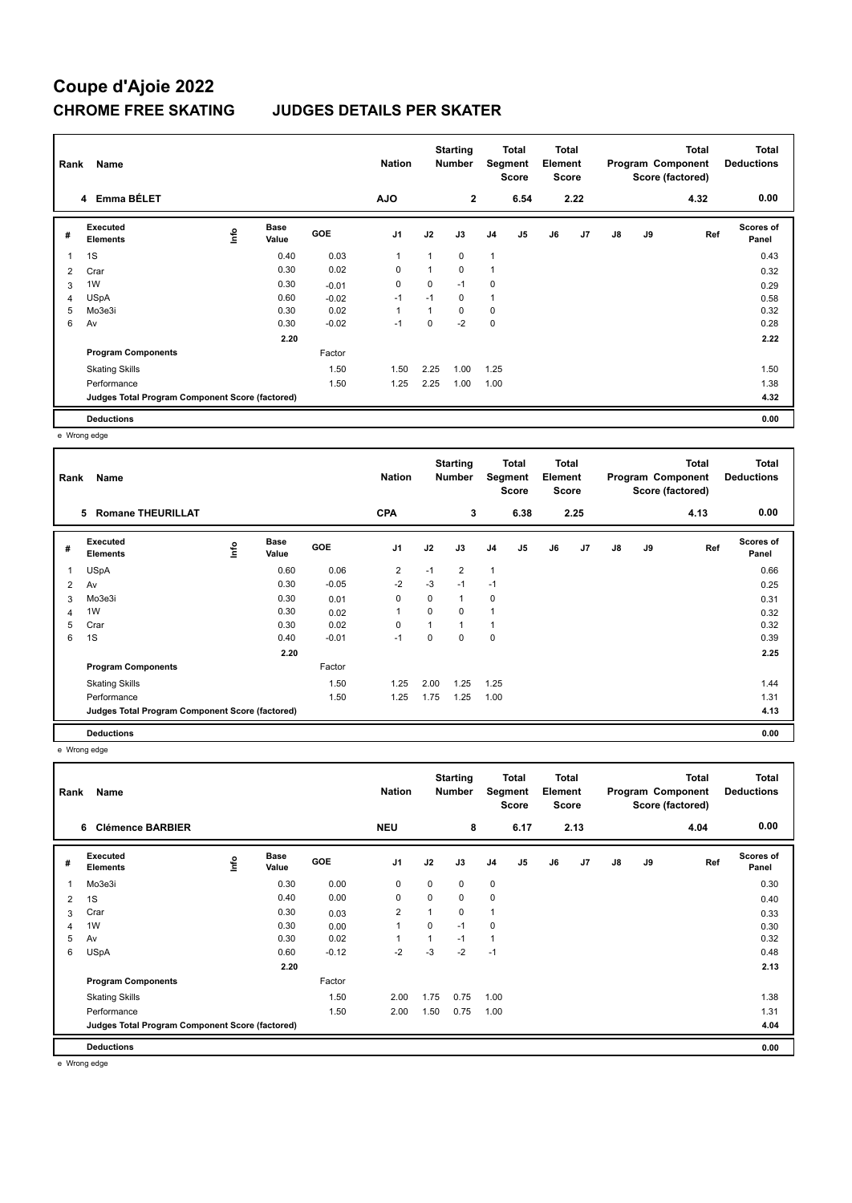# Coupe d'Ajoie 2022

## CHROME FREE SKATING    JUDGES DETAILS PER SKATER

| Rank | Name | Nation | Starting Number | Total Segment Score | Total Element Score | Total Program Component Score (factored) | Total Deductions |
|---|---|---|---|---|---|---|---|
| 4 | Emma BÉLET | AJO | 2 | 6.54 | 2.22 | 4.32 | 0.00 |

| # | Executed Elements | Info | Base Value | GOE | J1 | J2 | J3 | J4 | J5 | J6 | J7 | J8 | J9 | Ref | Scores of Panel |
|---|---|---|---|---|---|---|---|---|---|---|---|---|---|---|---|
| 1 | 1S | | 0.40 | 0.03 | 1 | 1 | 0 | 1 | | | | | | | 0.43 |
| 2 | Crar | | 0.30 | 0.02 | 0 | 1 | 0 | 1 | | | | | | | 0.32 |
| 3 | 1W | | 0.30 | -0.01 | 0 | 0 | -1 | 0 | | | | | | | 0.29 |
| 4 | USpA | | 0.60 | -0.02 | -1 | -1 | 0 | 1 | | | | | | | 0.58 |
| 5 | Mo3e3i | | 0.30 | 0.02 | 1 | 1 | 0 | 0 | | | | | | | 0.32 |
| 6 | Av | | 0.30 | -0.02 | -1 | 0 | -2 | 0 | | | | | | | 0.28 |
| | | | 2.20 | | | | | | | | | | | | 2.22 |
| | Program Components | | | Factor | | | | | | | | | | | |
| | Skating Skills | | | 1.50 | 1.50 | 2.25 | 1.00 | 1.25 | | | | | | | 1.50 |
| | Performance | | | 1.50 | 1.25 | 2.25 | 1.00 | 1.00 | | | | | | | 1.38 |
| | Judges Total Program Component Score (factored) | | | | | | | | | | | | | | 4.32 |
| | Deductions | | | | | | | | | | | | | | 0.00 |

e Wrong edge

| Rank | Name | Nation | Starting Number | Total Segment Score | Total Element Score | Total Program Component Score (factored) | Total Deductions |
|---|---|---|---|---|---|---|---|
| 5 | Romane THEURILLAT | CPA | 3 | 6.38 | 2.25 | 4.13 | 0.00 |

| # | Executed Elements | Info | Base Value | GOE | J1 | J2 | J3 | J4 | J5 | J6 | J7 | J8 | J9 | Ref | Scores of Panel |
|---|---|---|---|---|---|---|---|---|---|---|---|---|---|---|---|
| 1 | USpA | | 0.60 | 0.06 | 2 | -1 | 2 | 1 | | | | | | | 0.66 |
| 2 | Av | | 0.30 | -0.05 | -2 | -3 | -1 | -1 | | | | | | | 0.25 |
| 3 | Mo3e3i | | 0.30 | 0.01 | 0 | 0 | 1 | 0 | | | | | | | 0.31 |
| 4 | 1W | | 0.30 | 0.02 | 1 | 0 | 0 | 1 | | | | | | | 0.32 |
| 5 | Crar | | 0.30 | 0.02 | 0 | 1 | 1 | 1 | | | | | | | 0.32 |
| 6 | 1S | | 0.40 | -0.01 | -1 | 0 | 0 | 0 | | | | | | | 0.39 |
| | | | 2.20 | | | | | | | | | | | | 2.25 |
| | Program Components | | | Factor | | | | | | | | | | | |
| | Skating Skills | | | 1.50 | 1.25 | 2.00 | 1.25 | 1.25 | | | | | | | 1.44 |
| | Performance | | | 1.50 | 1.25 | 1.75 | 1.25 | 1.00 | | | | | | | 1.31 |
| | Judges Total Program Component Score (factored) | | | | | | | | | | | | | | 4.13 |
| | Deductions | | | | | | | | | | | | | | 0.00 |

e Wrong edge

| Rank | Name | Nation | Starting Number | Total Segment Score | Total Element Score | Total Program Component Score (factored) | Total Deductions |
|---|---|---|---|---|---|---|---|
| 6 | Clémence BARBIER | NEU | 8 | 6.17 | 2.13 | 4.04 | 0.00 |

| # | Executed Elements | Info | Base Value | GOE | J1 | J2 | J3 | J4 | J5 | J6 | J7 | J8 | J9 | Ref | Scores of Panel |
|---|---|---|---|---|---|---|---|---|---|---|---|---|---|---|---|
| 1 | Mo3e3i | | 0.30 | 0.00 | 0 | 0 | 0 | 0 | | | | | | | 0.30 |
| 2 | 1S | | 0.40 | 0.00 | 0 | 0 | 0 | 0 | | | | | | | 0.40 |
| 3 | Crar | | 0.30 | 0.03 | 2 | 1 | 0 | 1 | | | | | | | 0.33 |
| 4 | 1W | | 0.30 | 0.00 | 1 | 0 | -1 | 0 | | | | | | | 0.30 |
| 5 | Av | | 0.30 | 0.02 | 1 | 1 | -1 | 1 | | | | | | | 0.32 |
| 6 | USpA | | 0.60 | -0.12 | -2 | -3 | -2 | -1 | | | | | | | 0.48 |
| | | | 2.20 | | | | | | | | | | | | 2.13 |
| | Program Components | | | Factor | | | | | | | | | | | |
| | Skating Skills | | | 1.50 | 2.00 | 1.75 | 0.75 | 1.00 | | | | | | | 1.38 |
| | Performance | | | 1.50 | 2.00 | 1.50 | 0.75 | 1.00 | | | | | | | 1.31 |
| | Judges Total Program Component Score (factored) | | | | | | | | | | | | | | 4.04 |
| | Deductions | | | | | | | | | | | | | | 0.00 |

e Wrong edge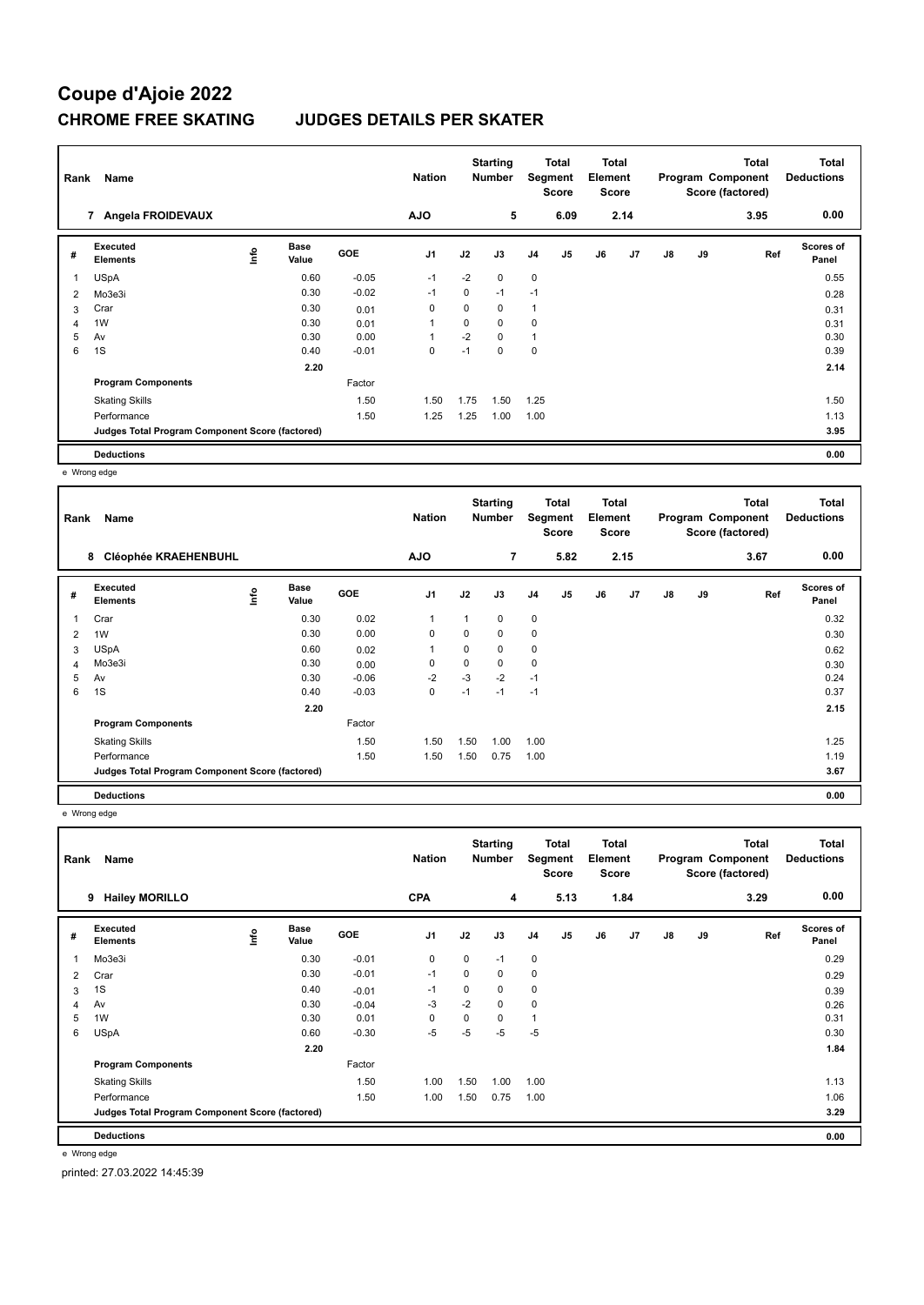# Coupe d'Ajoie 2022

## CHROME FREE SKATING JUDGES DETAILS PER SKATER

| Rank | Name | Nation | Starting Number | Total Segment Score | Total Element Score | Total Program Component Score (factored) | Total Deductions |
|---|---|---|---|---|---|---|---|
| 7 | Angela FROIDEVAUX | AJO | 5 | 6.09 | 2.14 | 3.95 | 0.00 |

| # | Executed Elements | Info | Base Value | GOE | J1 | J2 | J3 | J4 | J5 | J6 | J7 | J8 | J9 | Ref | Scores of Panel |
|---|---|---|---|---|---|---|---|---|---|---|---|---|---|---|---|
| 1 | USpA | | 0.60 | -0.05 | -1 | -2 | 0 | 0 | | | | | | | 0.55 |
| 2 | Mo3e3i | | 0.30 | -0.02 | -1 | 0 | -1 | -1 | | | | | | | 0.28 |
| 3 | Crar | | 0.30 | 0.01 | 0 | 0 | 0 | 1 | | | | | | | 0.31 |
| 4 | 1W | | 0.30 | 0.01 | 1 | 0 | 0 | 0 | | | | | | | 0.31 |
| 5 | Av | | 0.30 | 0.00 | 1 | -2 | 0 | 1 | | | | | | | 0.30 |
| 6 | 1S | | 0.40 | -0.01 | 0 | -1 | 0 | 0 | | | | | | | 0.39 |
| | | | 2.20 | | | | | | | | | | | | 2.14 |
| | **Program Components** | | | Factor | | | | | | | | | | | |
| | Skating Skills | | | 1.50 | 1.50 | 1.75 | 1.50 | 1.25 | | | | | | | 1.50 |
| | Performance | | | 1.50 | 1.25 | 1.25 | 1.00 | 1.00 | | | | | | | 1.13 |
| | **Judges Total Program Component Score (factored)** | | | | | | | | | | | | | | 3.95 |
| | **Deductions** | | | | | | | | | | | | | | 0.00 |

e Wrong edge

| Rank | Name | Nation | Starting Number | Total Segment Score | Total Element Score | Total Program Component Score (factored) | Total Deductions |
|---|---|---|---|---|---|---|---|
| 8 | Cléophée KRAEHENBUHL | AJO | 7 | 5.82 | 2.15 | 3.67 | 0.00 |

| # | Executed Elements | Info | Base Value | GOE | J1 | J2 | J3 | J4 | J5 | J6 | J7 | J8 | J9 | Ref | Scores of Panel |
|---|---|---|---|---|---|---|---|---|---|---|---|---|---|---|---|
| 1 | Crar | | 0.30 | 0.02 | 1 | 1 | 0 | 0 | | | | | | | 0.32 |
| 2 | 1W | | 0.30 | 0.00 | 0 | 0 | 0 | 0 | | | | | | | 0.30 |
| 3 | USpA | | 0.60 | 0.02 | 1 | 0 | 0 | 0 | | | | | | | 0.62 |
| 4 | Mo3e3i | | 0.30 | 0.00 | 0 | 0 | 0 | 0 | | | | | | | 0.30 |
| 5 | Av | | 0.30 | -0.06 | -2 | -3 | -2 | -1 | | | | | | | 0.24 |
| 6 | 1S | | 0.40 | -0.03 | 0 | -1 | -1 | -1 | | | | | | | 0.37 |
| | | | 2.20 | | | | | | | | | | | | 2.15 |
| | **Program Components** | | | Factor | | | | | | | | | | | |
| | Skating Skills | | | 1.50 | 1.50 | 1.50 | 1.00 | 1.00 | | | | | | | 1.25 |
| | Performance | | | 1.50 | 1.50 | 1.50 | 0.75 | 1.00 | | | | | | | 1.19 |
| | **Judges Total Program Component Score (factored)** | | | | | | | | | | | | | | 3.67 |
| | **Deductions** | | | | | | | | | | | | | | 0.00 |

e Wrong edge

| Rank | Name | Nation | Starting Number | Total Segment Score | Total Element Score | Total Program Component Score (factored) | Total Deductions |
|---|---|---|---|---|---|---|---|
| 9 | Hailey MORILLO | CPA | 4 | 5.13 | 1.84 | 3.29 | 0.00 |

| # | Executed Elements | Info | Base Value | GOE | J1 | J2 | J3 | J4 | J5 | J6 | J7 | J8 | J9 | Ref | Scores of Panel |
|---|---|---|---|---|---|---|---|---|---|---|---|---|---|---|---|
| 1 | Mo3e3i | | 0.30 | -0.01 | 0 | 0 | -1 | 0 | | | | | | | 0.29 |
| 2 | Crar | | 0.30 | -0.01 | -1 | 0 | 0 | 0 | | | | | | | 0.29 |
| 3 | 1S | | 0.40 | -0.01 | -1 | 0 | 0 | 0 | | | | | | | 0.39 |
| 4 | Av | | 0.30 | -0.04 | -3 | -2 | 0 | 0 | | | | | | | 0.26 |
| 5 | 1W | | 0.30 | 0.01 | 0 | 0 | 0 | 1 | | | | | | | 0.31 |
| 6 | USpA | | 0.60 | -0.30 | -5 | -5 | -5 | -5 | | | | | | | 0.30 |
| | | | 2.20 | | | | | | | | | | | | 1.84 |
| | **Program Components** | | | Factor | | | | | | | | | | | |
| | Skating Skills | | | 1.50 | 1.00 | 1.50 | 1.00 | 1.00 | | | | | | | 1.13 |
| | Performance | | | 1.50 | 1.00 | 1.50 | 0.75 | 1.00 | | | | | | | 1.06 |
| | **Judges Total Program Component Score (factored)** | | | | | | | | | | | | | | 3.29 |
| | **Deductions** | | | | | | | | | | | | | | 0.00 |

e Wrong edge

printed: 27.03.2022 14:45:39